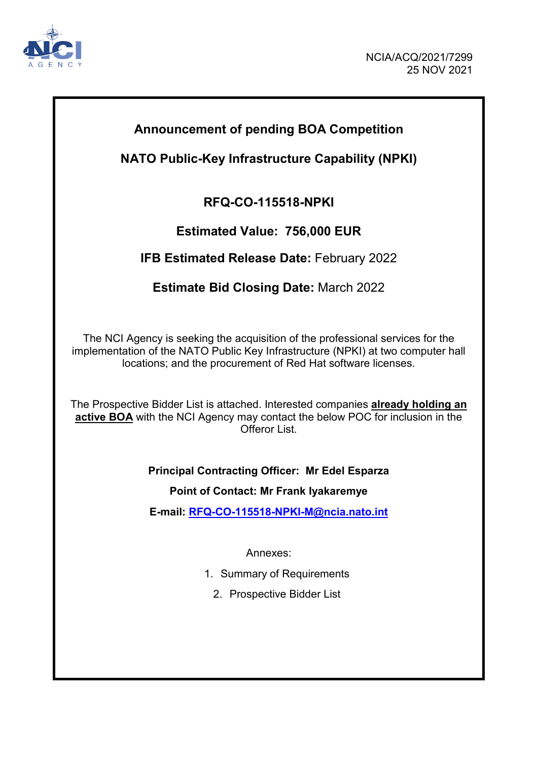NCIA/ACQ/2021/7299
25 NOV 2021

## Announcement of pending BOA Competition

## NATO Public-Key Infrastructure Capability (NPKI)

### RFQ-CO-115518-NPKI

**Estimated Value: 756,000 EUR**

**IFB Estimated Release Date:** February 2022

**Estimate Bid Closing Date:** March 2022

The NCI Agency is seeking the acquisition of the professional services for the implementation of the NATO Public Key Infrastructure (NPKI) at two computer hall locations; and the procurement of Red Hat software licenses.

The Prospective Bidder List is attached. Interested companies **already holding an active BOA** with the NCI Agency may contact the below POC for inclusion in the Offeror List.

**Principal Contracting Officer: Mr Edel Esparza**

**Point of Contact: Mr Frank Iyakaremye**

**E-mail: RFQ-CO-115518-NPKI-M@ncia.nato.int**

Annexes:

1. Summary of Requirements
2. Prospective Bidder List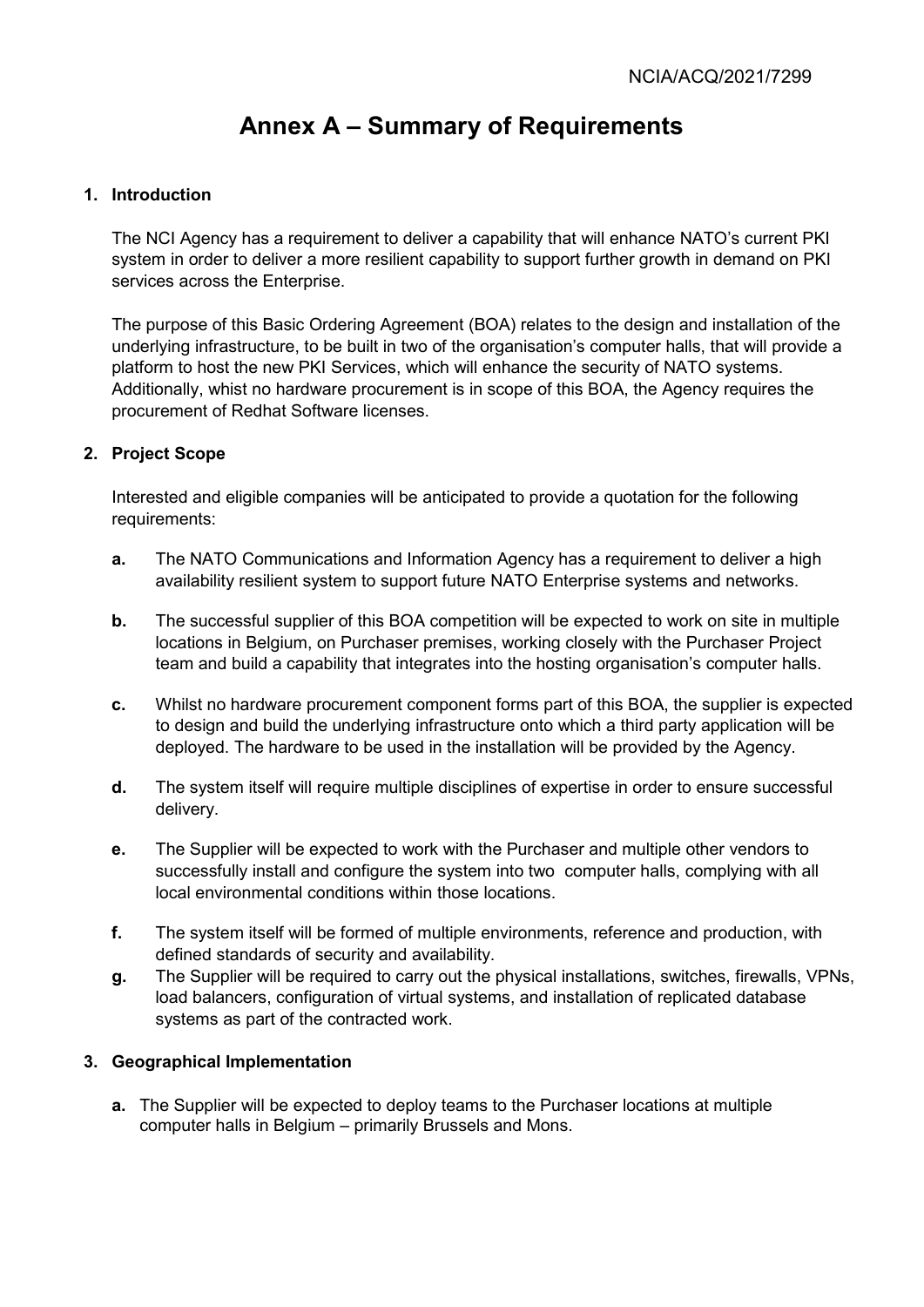# Annex A – Summary of Requirements

## 1. Introduction

The NCI Agency has a requirement to deliver a capability that will enhance NATO's current PKI system in order to deliver a more resilient capability to support further growth in demand on PKI services across the Enterprise.

The purpose of this Basic Ordering Agreement (BOA) relates to the design and installation of the underlying infrastructure, to be built in two of the organisation's computer halls, that will provide a platform to host the new PKI Services, which will enhance the security of NATO systems. Additionally, whist no hardware procurement is in scope of this BOA, the Agency requires the procurement of Redhat Software licenses.

## 2. Project Scope

Interested and eligible companies will be anticipated to provide a quotation for the following requirements:

**a.** The NATO Communications and Information Agency has a requirement to deliver a high availability resilient system to support future NATO Enterprise systems and networks.

**b.** The successful supplier of this BOA competition will be expected to work on site in multiple locations in Belgium, on Purchaser premises, working closely with the Purchaser Project team and build a capability that integrates into the hosting organisation's computer halls.

**c.** Whilst no hardware procurement component forms part of this BOA, the supplier is expected to design and build the underlying infrastructure onto which a third party application will be deployed. The hardware to be used in the installation will be provided by the Agency.

**d.** The system itself will require multiple disciplines of expertise in order to ensure successful delivery.

**e.** The Supplier will be expected to work with the Purchaser and multiple other vendors to successfully install and configure the system into two computer halls, complying with all local environmental conditions within those locations.

**f.** The system itself will be formed of multiple environments, reference and production, with defined standards of security and availability.

**g.** The Supplier will be required to carry out the physical installations, switches, firewalls, VPNs, load balancers, configuration of virtual systems, and installation of replicated database systems as part of the contracted work.

## 3. Geographical Implementation

**a.** The Supplier will be expected to deploy teams to the Purchaser locations at multiple computer halls in Belgium – primarily Brussels and Mons.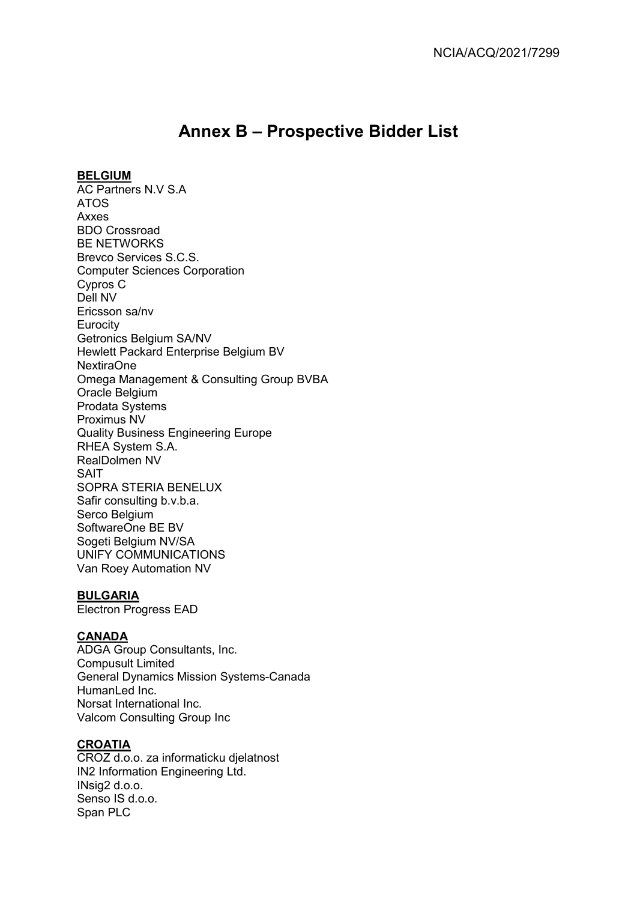# Annex B – Prospective Bidder List

**BELGIUM**

AC Partners N.V S.A
ATOS
Axxes
BDO Crossroad
BE NETWORKS
Brevco Services S.C.S.
Computer Sciences Corporation
Cypros C
Dell NV
Ericsson sa/nv
Eurocity
Getronics Belgium SA/NV
Hewlett Packard Enterprise Belgium BV
NextiraOne
Omega Management & Consulting Group BVBA
Oracle Belgium
Prodata Systems
Proximus NV
Quality Business Engineering Europe
RHEA System S.A.
RealDolmen NV
SAIT
SOPRA STERIA BENELUX
Safir consulting b.v.b.a.
Serco Belgium
SoftwareOne BE BV
Sogeti Belgium NV/SA
UNIFY COMMUNICATIONS
Van Roey Automation NV

**BULGARIA**

Electron Progress EAD

**CANADA**

ADGA Group Consultants, Inc.
Compusult Limited
General Dynamics Mission Systems-Canada
HumanLed Inc.
Norsat International Inc.
Valcom Consulting Group Inc

**CROATIA**

CROZ d.o.o. za informaticku djelatnost
IN2 Information Engineering Ltd.
INsig2 d.o.o.
Senso IS d.o.o.
Span PLC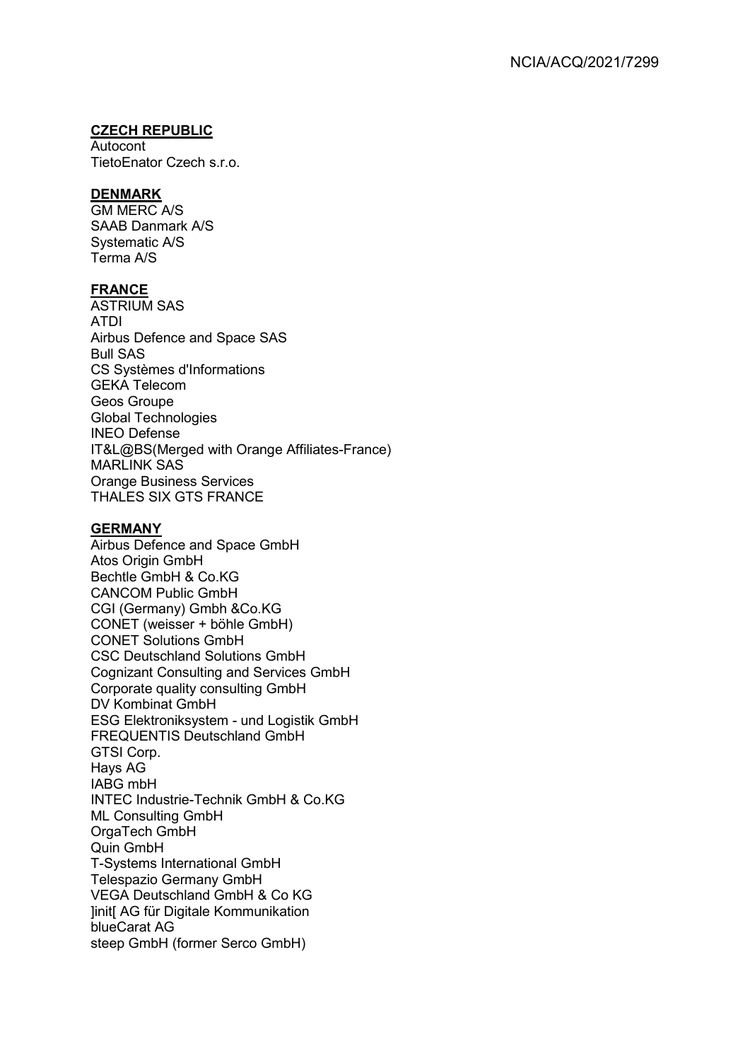**CZECH REPUBLIC**

Autocont
TietoEnator Czech s.r.o.

**DENMARK**

GM MERC A/S
SAAB Danmark A/S
Systematic A/S
Terma A/S

**FRANCE**

ASTRIUM SAS
ATDI
Airbus Defence and Space SAS
Bull SAS
CS Systèmes d'Informations
GEKA Telecom
Geos Groupe
Global Technologies
INEO Defense
IT&L@BS(Merged with Orange Affiliates-France)
MARLINK SAS
Orange Business Services
THALES SIX GTS FRANCE

**GERMANY**

Airbus Defence and Space GmbH
Atos Origin GmbH
Bechtle GmbH & Co.KG
CANCOM Public GmbH
CGI (Germany) Gmbh &Co.KG
CONET (weisser + böhle GmbH)
CONET Solutions GmbH
CSC Deutschland Solutions GmbH
Cognizant Consulting and Services GmbH
Corporate quality consulting GmbH
DV Kombinat GmbH
ESG Elektroniksystem - und Logistik GmbH
FREQUENTIS Deutschland GmbH
GTSI Corp.
Hays AG
IABG mbH
INTEC Industrie-Technik GmbH & Co.KG
ML Consulting GmbH
OrgaTech GmbH
Quin GmbH
T-Systems International GmbH
Telespazio Germany GmbH
VEGA Deutschland GmbH & Co KG
]init[ AG für Digitale Kommunikation
blueCarat AG
steep GmbH (former Serco GmbH)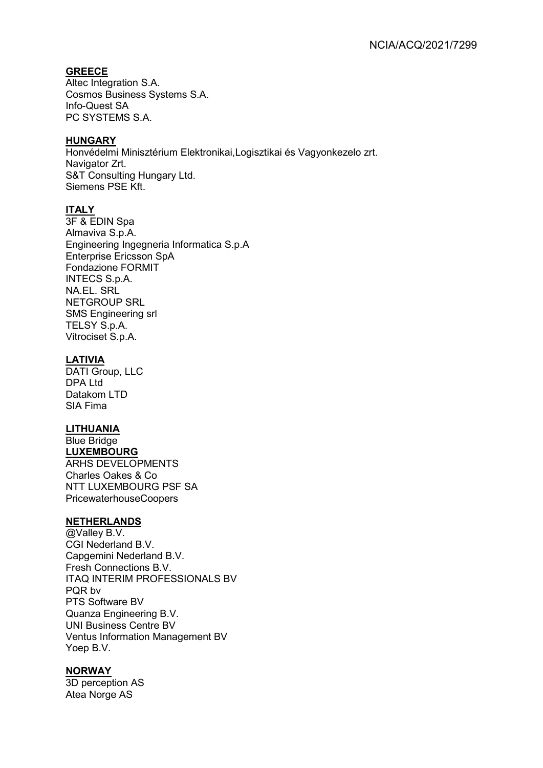**GREECE**

Altec Integration S.A.
Cosmos Business Systems S.A.
Info-Quest SA
PC SYSTEMS S.A.

**HUNGARY**

Honvédelmi Minisztérium Elektronikai,Logisztikai és Vagyonkezelo zrt.
Navigator Zrt.
S&T Consulting Hungary Ltd.
Siemens PSE Kft.

**ITALY**

3F & EDIN Spa
Almaviva S.p.A.
Engineering Ingegneria Informatica S.p.A
Enterprise Ericsson SpA
Fondazione FORMIT
INTECS S.p.A.
NA.EL. SRL
NETGROUP SRL
SMS Engineering srl
TELSY S.p.A.
Vitrociset S.p.A.

**LATIVIA**

DATI Group, LLC
DPA Ltd
Datakom LTD
SIA Fima

**LITHUANIA**

Blue Bridge

**LUXEMBOURG**

ARHS DEVELOPMENTS
Charles Oakes & Co
NTT LUXEMBOURG PSF SA
PricewaterhouseCoopers

**NETHERLANDS**

@Valley B.V.
CGI Nederland B.V.
Capgemini Nederland B.V.
Fresh Connections B.V.
ITAQ INTERIM PROFESSIONALS BV
PQR bv
PTS Software BV
Quanza Engineering B.V.
UNI Business Centre BV
Ventus Information Management BV
Yoep B.V.

**NORWAY**

3D perception AS
Atea Norge AS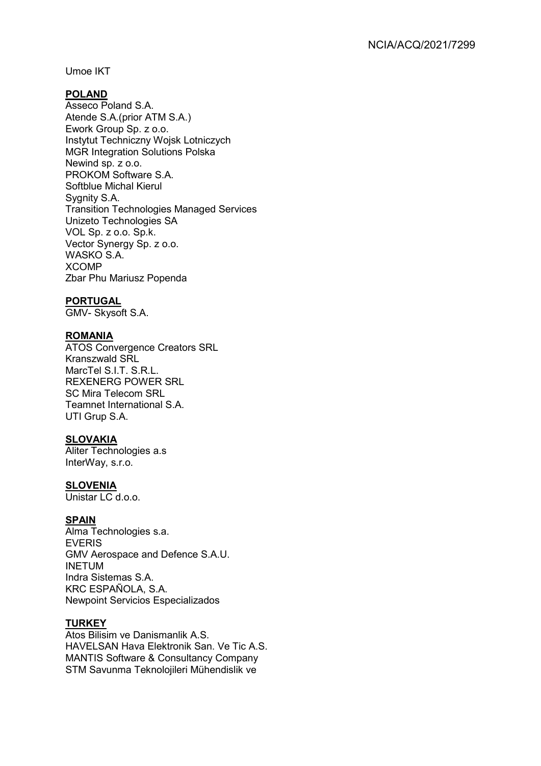Umoe IKT

**POLAND**

Asseco Poland S.A.
Atende S.A.(prior ATM S.A.)
Ework Group Sp. z o.o.
Instytut Techniczny Wojsk Lotniczych
MGR Integration Solutions Polska
Newind sp. z o.o.
PROKOM Software S.A.
Softblue Michal Kierul
Sygnity S.A.
Transition Technologies Managed Services
Unizeto Technologies SA
VOL Sp. z o.o. Sp.k.
Vector Synergy Sp. z o.o.
WASKO S.A.
XCOMP
Zbar Phu Mariusz Popenda

**PORTUGAL**

GMV- Skysoft S.A.

**ROMANIA**

ATOS Convergence Creators SRL
Kranszwald SRL
MarcTel S.I.T. S.R.L.
REXENERG POWER SRL
SC Mira Telecom SRL
Teamnet International S.A.
UTI Grup S.A.

**SLOVAKIA**

Aliter Technologies a.s
InterWay, s.r.o.

**SLOVENIA**

Unistar LC d.o.o.

**SPAIN**

Alma Technologies s.a.
EVERIS
GMV Aerospace and Defence S.A.U.
INETUM
Indra Sistemas S.A.
KRC ESPAÑOLA, S.A.
Newpoint Servicios Especializados

**TURKEY**

Atos Bilisim ve Danismanlik A.S.
HAVELSAN Hava Elektronik San. Ve Tic A.S.
MANTIS Software & Consultancy Company
STM Savunma Teknolojileri Mühendislik ve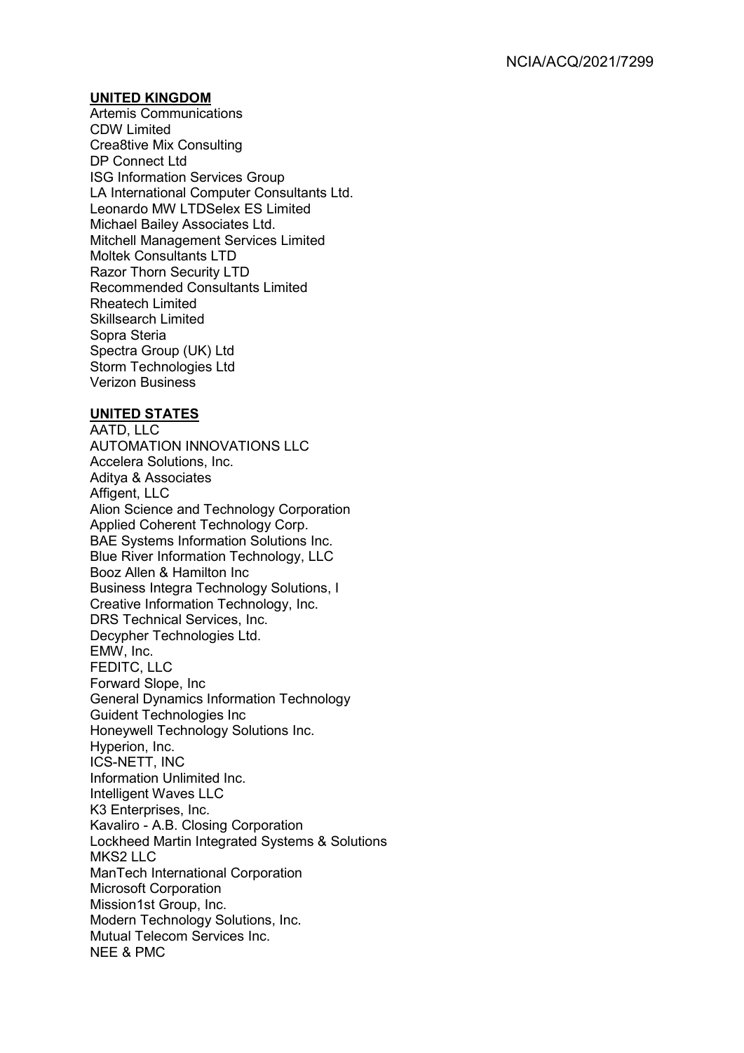**UNITED KINGDOM**

Artemis Communications
CDW Limited
Crea8tive Mix Consulting
DP Connect Ltd
ISG Information Services Group
LA International Computer Consultants Ltd.
Leonardo MW LTDSelex ES Limited
Michael Bailey Associates Ltd.
Mitchell Management Services Limited
Moltek Consultants LTD
Razor Thorn Security LTD
Recommended Consultants Limited
Rheatech Limited
Skillsearch Limited
Sopra Steria
Spectra Group (UK) Ltd
Storm Technologies Ltd
Verizon Business

**UNITED STATES**

AATD, LLC
AUTOMATION INNOVATIONS LLC
Accelera Solutions, Inc.
Aditya & Associates
Affigent, LLC
Alion Science and Technology Corporation
Applied Coherent Technology Corp.
BAE Systems Information Solutions Inc.
Blue River Information Technology, LLC
Booz Allen & Hamilton Inc
Business Integra Technology Solutions, I
Creative Information Technology, Inc.
DRS Technical Services, Inc.
Decypher Technologies Ltd.
EMW, Inc.
FEDITC, LLC
Forward Slope, Inc
General Dynamics Information Technology
Guident Technologies Inc
Honeywell Technology Solutions Inc.
Hyperion, Inc.
ICS-NETT, INC
Information Unlimited Inc.
Intelligent Waves LLC
K3 Enterprises, Inc.
Kavaliro - A.B. Closing Corporation
Lockheed Martin Integrated Systems & Solutions
MKS2 LLC
ManTech International Corporation
Microsoft Corporation
Mission1st Group, Inc.
Modern Technology Solutions, Inc.
Mutual Telecom Services Inc.
NEE & PMC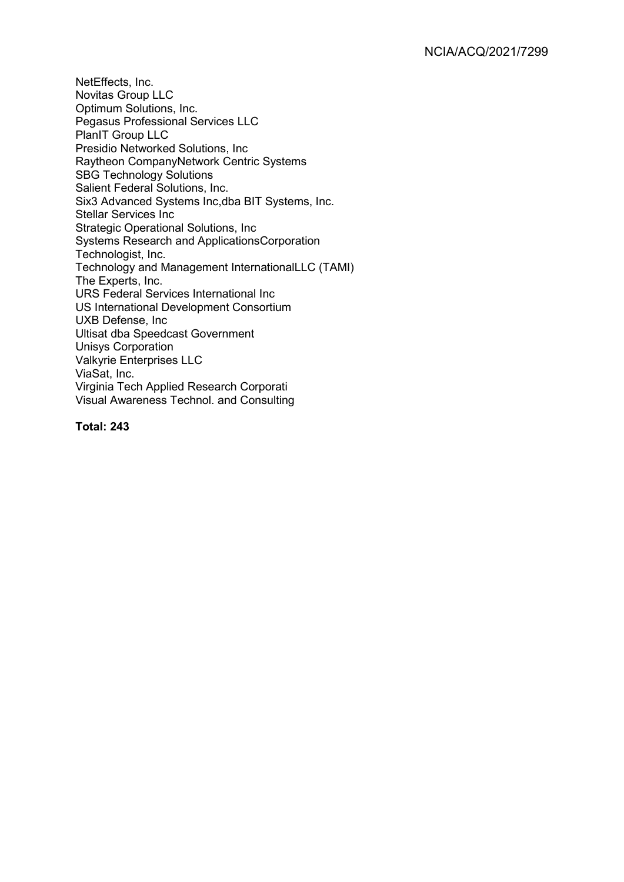NetEffects, Inc.
Novitas Group LLC
Optimum Solutions, Inc.
Pegasus Professional Services LLC
PlanIT Group LLC
Presidio Networked Solutions, Inc
Raytheon CompanyNetwork Centric Systems
SBG Technology Solutions
Salient Federal Solutions, Inc.
Six3 Advanced Systems Inc,dba BIT Systems, Inc.
Stellar Services Inc
Strategic Operational Solutions, Inc
Systems Research and ApplicationsCorporation
Technologist, Inc.
Technology and Management InternationalLLC (TAMI)
The Experts, Inc.
URS Federal Services International Inc
US International Development Consortium
UXB Defense, Inc
Ultisat dba Speedcast Government
Unisys Corporation
Valkyrie Enterprises LLC
ViaSat, Inc.
Virginia Tech Applied Research Corporati
Visual Awareness Technol. and Consulting

**Total: 243**